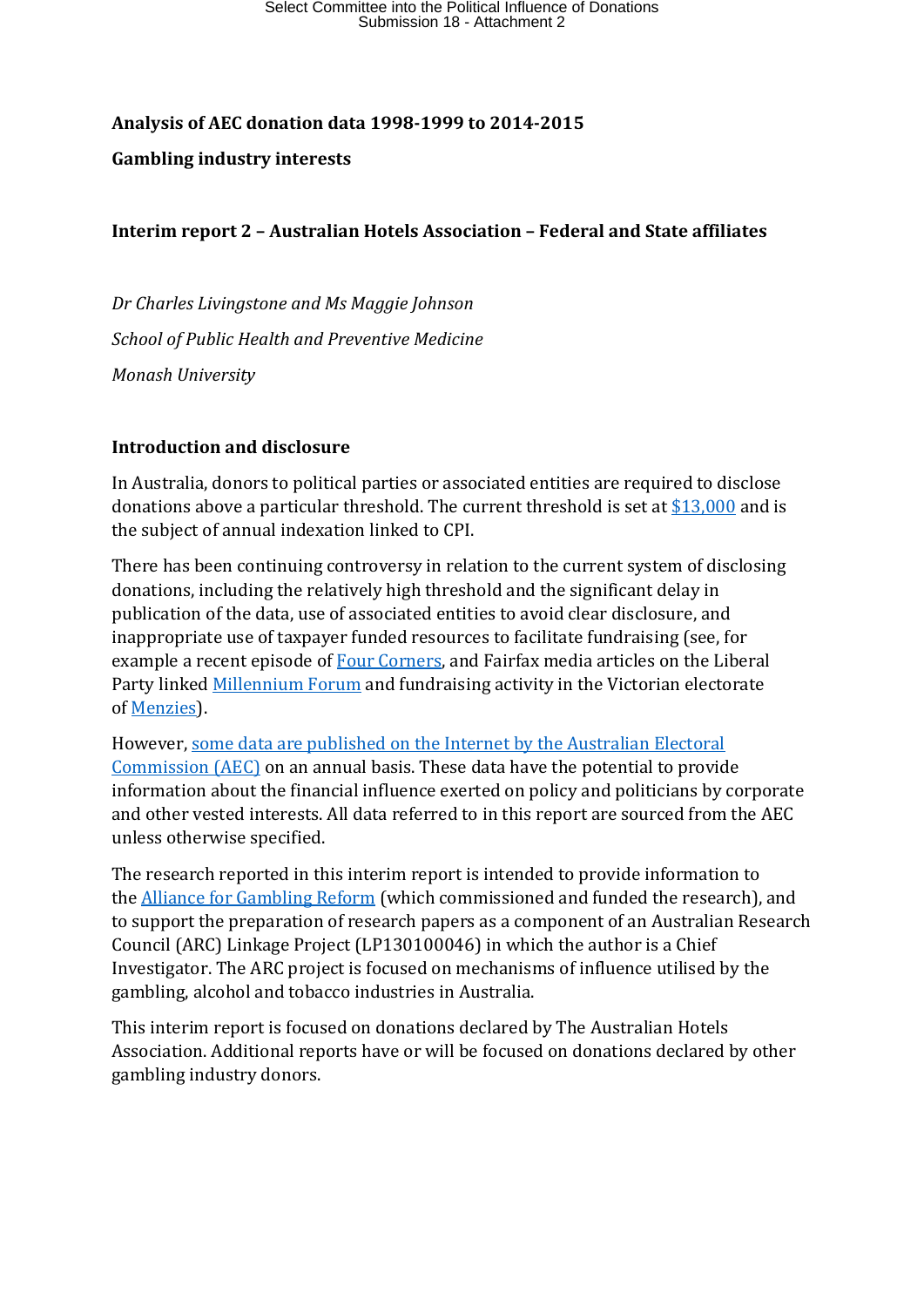**Analysis of AEC donation data 1998-1999 to 2014-2015**

**Gambling industry interests**

**Interim report 2 – Australian Hotels Association – Federal and State affiliates**

*Dr Charles Livingstone and Ms Maggie Johnson*

*School of Public Health and Preventive Medicine*

*Monash University*

## Introduction and disclosure

In Australia, donors to political parties or associated entities are required to disclose donations above a particular threshold. The current threshold is set at $13,000 and is the subject of annual indexation linked to CPI.

There has been continuing controversy in relation to the current system of disclosing donations, including the relatively high threshold and the significant delay in publication of the data, use of associated entities to avoid clear disclosure, and inappropriate use of taxpayer funded resources to facilitate fundraising (see, for example a recent episode of Four Corners, and Fairfax media articles on the Liberal Party linked Millennium Forum and fundraising activity in the Victorian electorate of Menzies).

However, some data are published on the Internet by the Australian Electoral Commission (AEC) on an annual basis. These data have the potential to provide information about the financial influence exerted on policy and politicians by corporate and other vested interests. All data referred to in this report are sourced from the AEC unless otherwise specified.

The research reported in this interim report is intended to provide information to the Alliance for Gambling Reform (which commissioned and funded the research), and to support the preparation of research papers as a component of an Australian Research Council (ARC) Linkage Project (LP130100046) in which the author is a Chief Investigator. The ARC project is focused on mechanisms of influence utilised by the gambling, alcohol and tobacco industries in Australia.

This interim report is focused on donations declared by The Australian Hotels Association. Additional reports have or will be focused on donations declared by other gambling industry donors.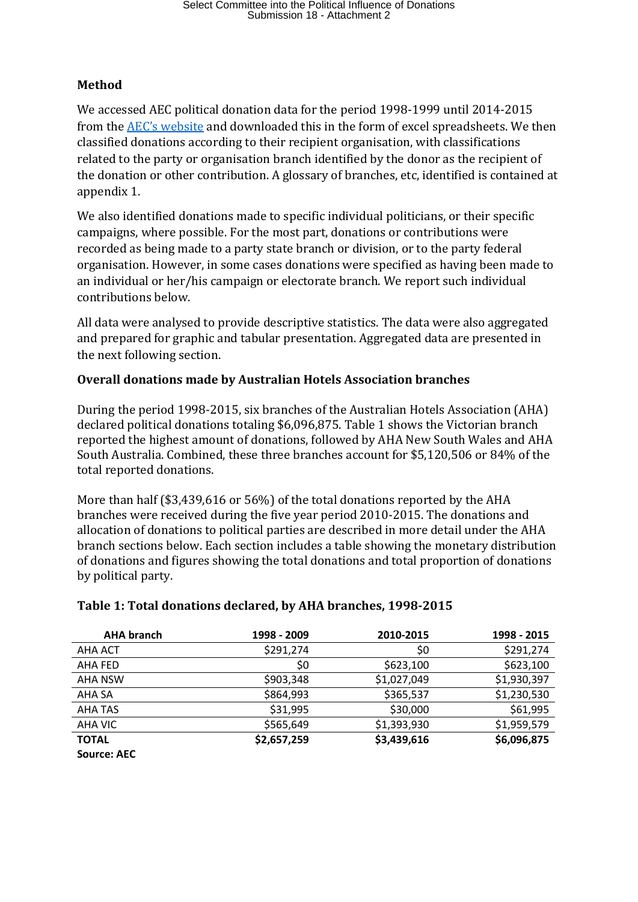**Method**

We accessed AEC political donation data for the period 1998-1999 until 2014-2015 from the AEC's website and downloaded this in the form of excel spreadsheets. We then classified donations according to their recipient organisation, with classifications related to the party or organisation branch identified by the donor as the recipient of the donation or other contribution. A glossary of branches, etc, identified is contained at appendix 1.

We also identified donations made to specific individual politicians, or their specific campaigns, where possible. For the most part, donations or contributions were recorded as being made to a party state branch or division, or to the party federal organisation. However, in some cases donations were specified as having been made to an individual or her/his campaign or electorate branch. We report such individual contributions below.

All data were analysed to provide descriptive statistics. The data were also aggregated and prepared for graphic and tabular presentation. Aggregated data are presented in the next following section.

**Overall donations made by Australian Hotels Association branches**

During the period 1998-2015, six branches of the Australian Hotels Association (AHA) declared political donations totaling $6,096,875. Table 1 shows the Victorian branch reported the highest amount of donations, followed by AHA New South Wales and AHA South Australia. Combined, these three branches account for $5,120,506 or 84% of the total reported donations.

More than half ($3,439,616 or 56%) of the total donations reported by the AHA branches were received during the five year period 2010-2015. The donations and allocation of donations to political parties are described in more detail under the AHA branch sections below. Each section includes a table showing the monetary distribution of donations and figures showing the total donations and total proportion of donations by political party.

**Table 1: Total donations declared, by AHA branches, 1998-2015**

| AHA branch | 1998 - 2009 | 2010-2015 | 1998 - 2015 |
|---|---|---|---|
| AHA ACT | $291,274 | $0 | $291,274 |
| AHA FED | $0 | $623,100 | $623,100 |
| AHA NSW | $903,348 | $1,027,049 | $1,930,397 |
| AHA SA | $864,993 | $365,537 | $1,230,530 |
| AHA TAS | $31,995 | $30,000 | $61,995 |
| AHA VIC | $565,649 | $1,393,930 | $1,959,579 |
| **TOTAL** | **$2,657,259** | **$3,439,616** | **$6,096,875** |

**Source: AEC**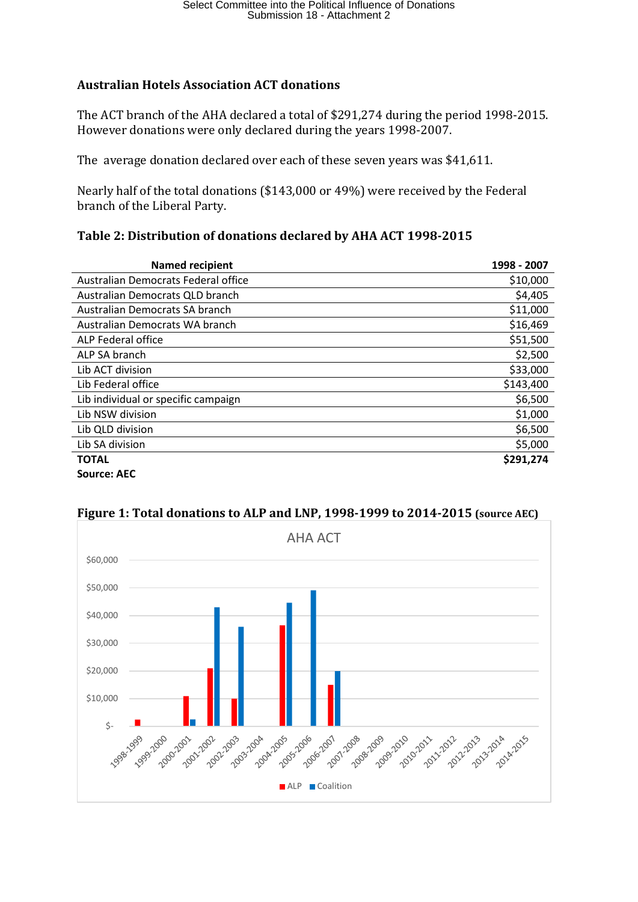**Australian Hotels Association ACT donations**

The ACT branch of the AHA declared a total of $291,274 during the period 1998-2015. However donations were only declared during the years 1998-2007.

The average donation declared over each of these seven years was $41,611.

Nearly half of the total donations ($143,000 or 49%) were received by the Federal branch of the Liberal Party.

**Table 2: Distribution of donations declared by AHA ACT 1998-2015**

| Named recipient | 1998 - 2007 |
|---|---|
| Australian Democrats Federal office | $10,000 |
| Australian Democrats QLD branch | $4,405 |
| Australian Democrats SA branch | $11,000 |
| Australian Democrats WA branch | $16,469 |
| ALP Federal office | $51,500 |
| ALP SA branch | $2,500 |
| Lib ACT division | $33,000 |
| Lib Federal office | $143,400 |
| Lib individual or specific campaign | $6,500 |
| Lib NSW division | $1,000 |
| Lib QLD division | $6,500 |
| Lib SA division | $5,000 |
| **TOTAL** | **$291,274** |

**Source: AEC**

**Figure 1: Total donations to ALP and LNP, 1998-1999 to 2014-2015** **(source AEC)**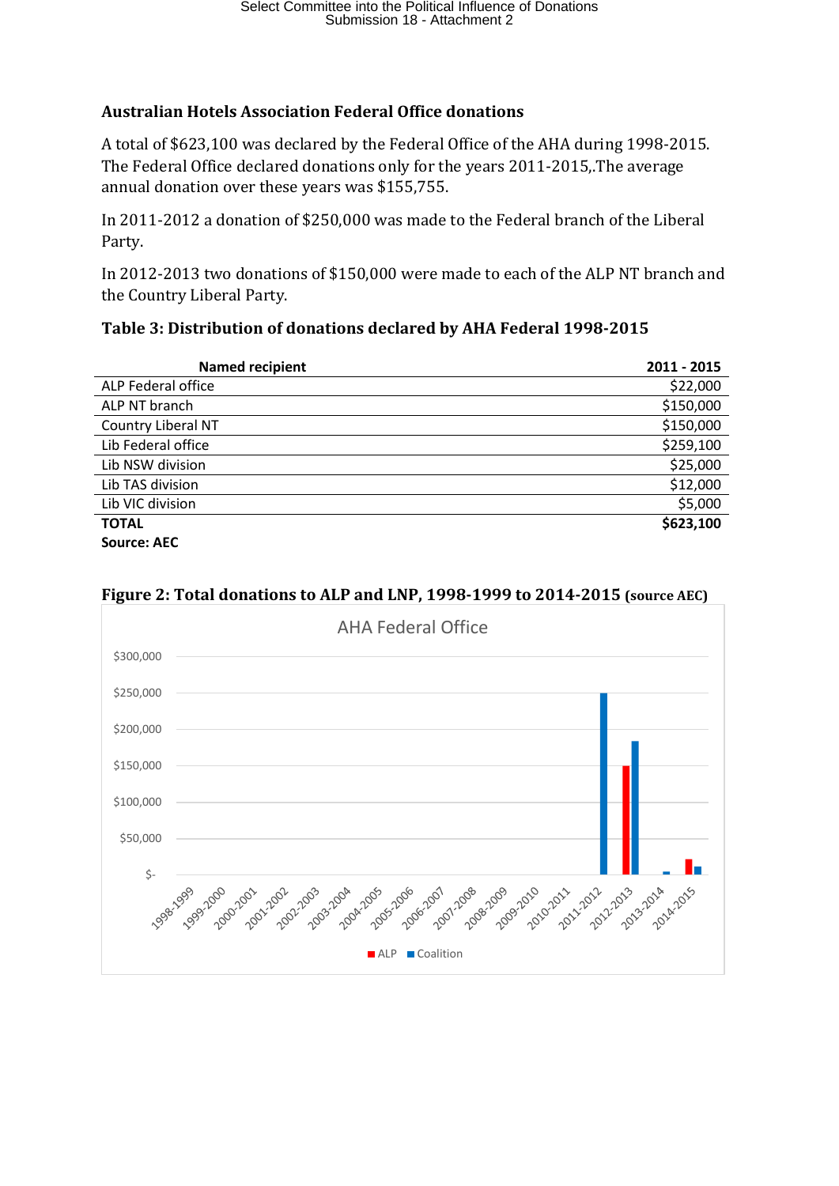**Australian Hotels Association Federal Office donations**

A total of $623,100 was declared by the Federal Office of the AHA during 1998-2015. The Federal Office declared donations only for the years 2011-2015,.The average annual donation over these years was $155,755.

In 2011-2012 a donation of $250,000 was made to the Federal branch of the Liberal Party.

In 2012-2013 two donations of $150,000 were made to each of the ALP NT branch and the Country Liberal Party.

**Table 3: Distribution of donations declared by AHA Federal 1998-2015**

| Named recipient | 2011 - 2015 |
|---|---|
| ALP Federal office | $22,000 |
| ALP NT branch | $150,000 |
| Country Liberal NT | $150,000 |
| Lib Federal office | $259,100 |
| Lib NSW division | $25,000 |
| Lib TAS division | $12,000 |
| Lib VIC division | $5,000 |
| **TOTAL** | **$623,100** |

**Source: AEC**

**Figure 2: Total donations to ALP and LNP, 1998-1999 to 2014-2015 (source AEC)**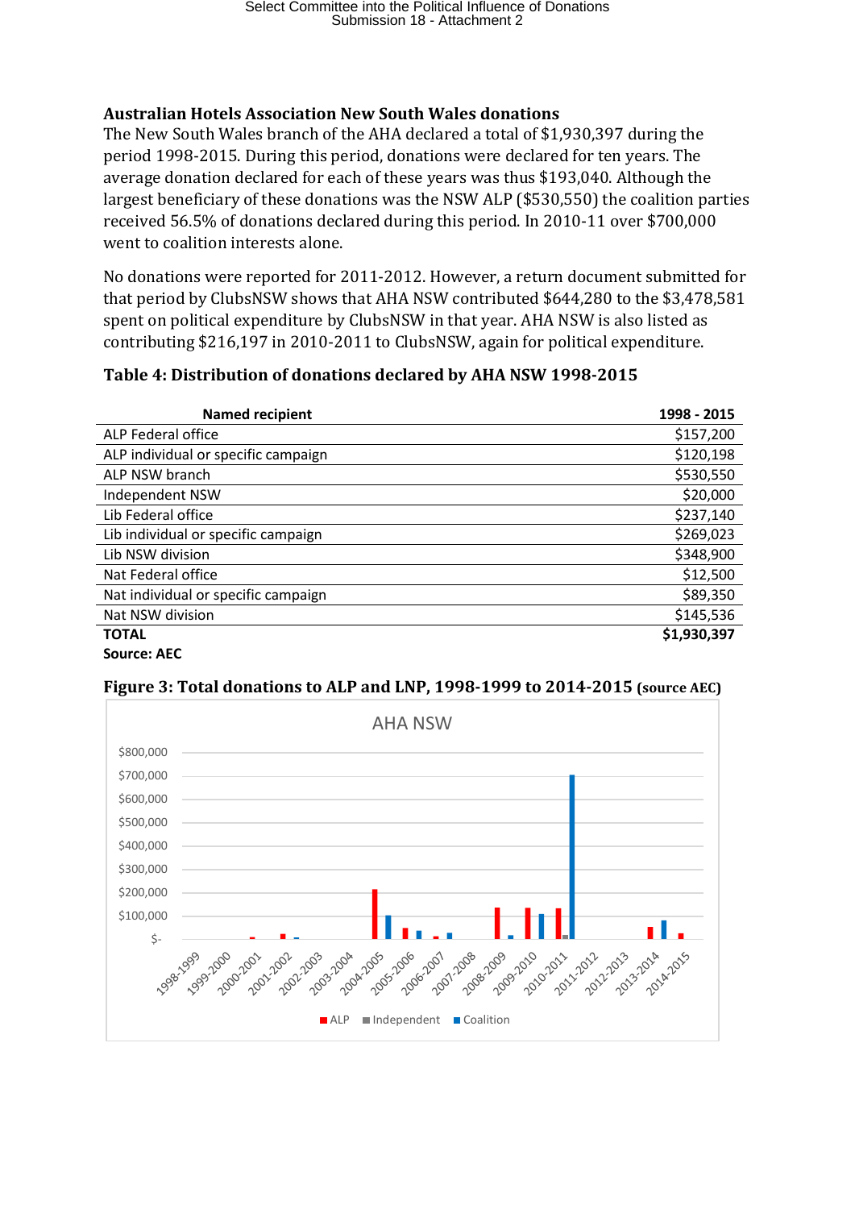**Australian Hotels Association New South Wales donations**

The New South Wales branch of the AHA declared a total of $1,930,397 during the period 1998-2015. During this period, donations were declared for ten years. The average donation declared for each of these years was thus $193,040. Although the largest beneficiary of these donations was the NSW ALP ($530,550) the coalition parties received 56.5% of donations declared during this period. In 2010-11 over $700,000 went to coalition interests alone.

No donations were reported for 2011-2012. However, a return document submitted for that period by ClubsNSW shows that AHA NSW contributed $644,280 to the $3,478,581 spent on political expenditure by ClubsNSW in that year. AHA NSW is also listed as contributing $216,197 in 2010-2011 to ClubsNSW, again for political expenditure.

**Table 4: Distribution of donations declared by AHA NSW 1998-2015**

| Named recipient | 1998 - 2015 |
|---|---|
| ALP Federal office | $157,200 |
| ALP individual or specific campaign | $120,198 |
| ALP NSW branch | $530,550 |
| Independent NSW | $20,000 |
| Lib Federal office | $237,140 |
| Lib individual or specific campaign | $269,023 |
| Lib NSW division | $348,900 |
| Nat Federal office | $12,500 |
| Nat individual or specific campaign | $89,350 |
| Nat NSW division | $145,536 |
| **TOTAL** | **$1,930,397** |

**Source: AEC**

**Figure 3: Total donations to ALP and LNP, 1998-1999 to 2014-2015** (source AEC)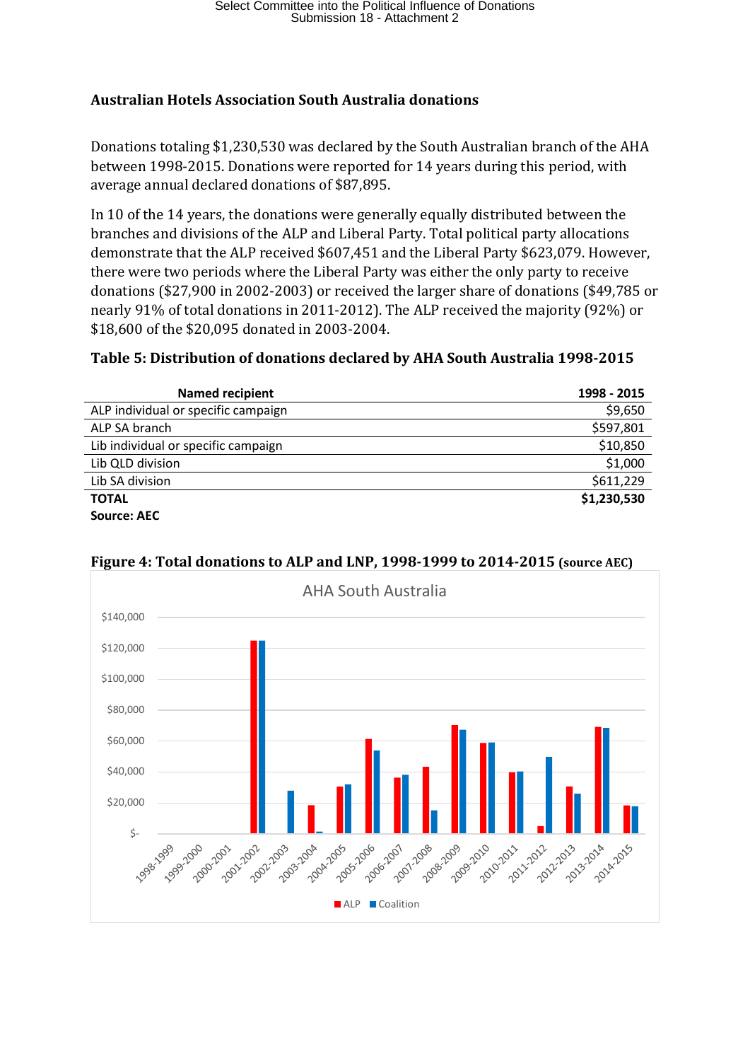**Australian Hotels Association South Australia donations**

Donations totaling $1,230,530 was declared by the South Australian branch of the AHA between 1998-2015. Donations were reported for 14 years during this period, with average annual declared donations of $87,895.

In 10 of the 14 years, the donations were generally equally distributed between the branches and divisions of the ALP and Liberal Party. Total political party allocations demonstrate that the ALP received $607,451 and the Liberal Party $623,079. However, there were two periods where the Liberal Party was either the only party to receive donations ($27,900 in 2002-2003) or received the larger share of donations ($49,785 or nearly 91% of total donations in 2011-2012). The ALP received the majority (92%) or $18,600 of the $20,095 donated in 2003-2004.

**Table 5: Distribution of donations declared by AHA South Australia 1998-2015**

| Named recipient | 1998 - 2015 |
|---|---|
| ALP individual or specific campaign | $9,650 |
| ALP SA branch | $597,801 |
| Lib individual or specific campaign | $10,850 |
| Lib QLD division | $1,000 |
| Lib SA division | $611,229 |
| **TOTAL** | **$1,230,530** |

**Source: AEC**

**Figure 4: Total donations to ALP and LNP, 1998-1999 to 2014-2015** **(source AEC)**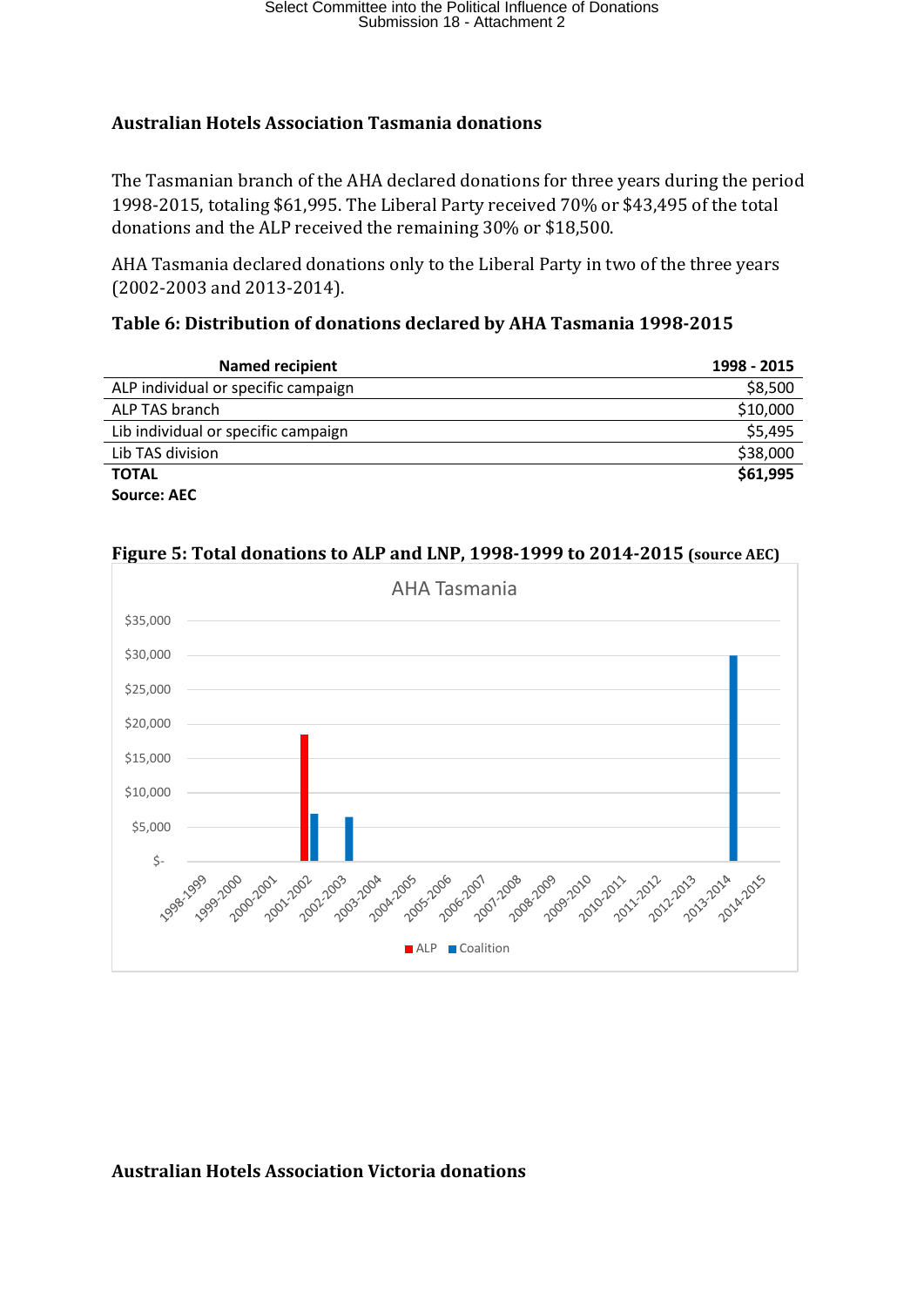**Australian Hotels Association Tasmania donations**

The Tasmanian branch of the AHA declared donations for three years during the period 1998-2015, totaling $61,995. The Liberal Party received 70% or $43,495 of the total donations and the ALP received the remaining 30% or $18,500.

AHA Tasmania declared donations only to the Liberal Party in two of the three years (2002-2003 and 2013-2014).

**Table 6: Distribution of donations declared by AHA Tasmania 1998-2015**

| Named recipient | 1998 - 2015 |
| --- | --- |
| ALP individual or specific campaign | $8,500 |
| ALP TAS branch | $10,000 |
| Lib individual or specific campaign | $5,495 |
| Lib TAS division | $38,000 |
| **TOTAL** | **$61,995** |

**Source: AEC**

**Figure 5: Total donations to ALP and LNP, 1998-1999 to 2014-2015** (source AEC)

**Australian Hotels Association Victoria donations**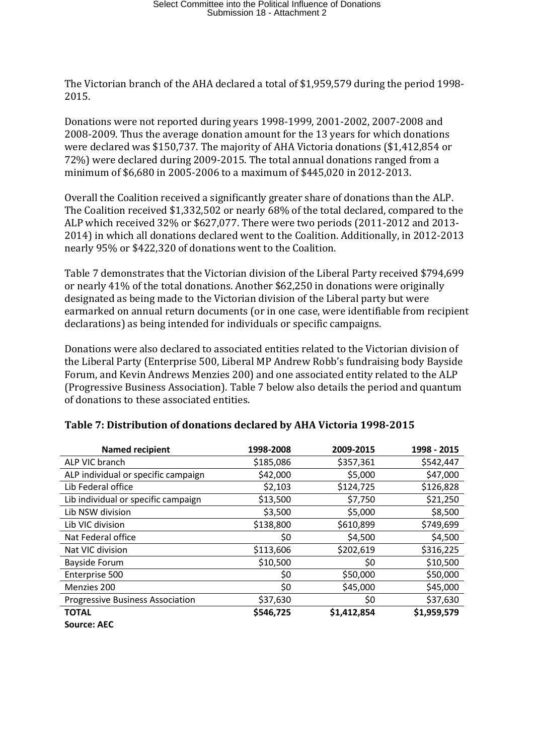The Victorian branch of the AHA declared a total of $1,959,579 during the period 1998-2015.

Donations were not reported during years 1998-1999, 2001-2002, 2007-2008 and 2008-2009. Thus the average donation amount for the 13 years for which donations were declared was $150,737. The majority of AHA Victoria donations ($1,412,854 or 72%) were declared during 2009-2015. The total annual donations ranged from a minimum of $6,680 in 2005-2006 to a maximum of $445,020 in 2012-2013.

Overall the Coalition received a significantly greater share of donations than the ALP. The Coalition received $1,332,502 or nearly 68% of the total declared, compared to the ALP which received 32% or $627,077. There were two periods (2011-2012 and 2013-2014) in which all donations declared went to the Coalition. Additionally, in 2012-2013 nearly 95% or $422,320 of donations went to the Coalition.

Table 7 demonstrates that the Victorian division of the Liberal Party received $794,699 or nearly 41% of the total donations. Another $62,250 in donations were originally designated as being made to the Victorian division of the Liberal party but were earmarked on annual return documents (or in one case, were identifiable from recipient declarations) as being intended for individuals or specific campaigns.

Donations were also declared to associated entities related to the Victorian division of the Liberal Party (Enterprise 500, Liberal MP Andrew Robb's fundraising body Bayside Forum, and Kevin Andrews Menzies 200) and one associated entity related to the ALP (Progressive Business Association). Table 7 below also details the period and quantum of donations to these associated entities.

**Table 7: Distribution of donations declared by AHA Victoria 1998-2015**

| Named recipient | 1998-2008 | 2009-2015 | 1998 - 2015 |
|---|---|---|---|
| ALP VIC branch | $185,086 | $357,361 | $542,447 |
| ALP individual or specific campaign | $42,000 | $5,000 | $47,000 |
| Lib Federal office | $2,103 | $124,725 | $126,828 |
| Lib individual or specific campaign | $13,500 | $7,750 | $21,250 |
| Lib NSW division | $3,500 | $5,000 | $8,500 |
| Lib VIC division | $138,800 | $610,899 | $749,699 |
| Nat Federal office | $0 | $4,500 | $4,500 |
| Nat VIC division | $113,606 | $202,619 | $316,225 |
| Bayside Forum | $10,500 | $0 | $10,500 |
| Enterprise 500 | $0 | $50,000 | $50,000 |
| Menzies 200 | $0 | $45,000 | $45,000 |
| Progressive Business Association | $37,630 | $0 | $37,630 |
| **TOTAL** | **$546,725** | **$1,412,854** | **$1,959,579** |

**Source: AEC**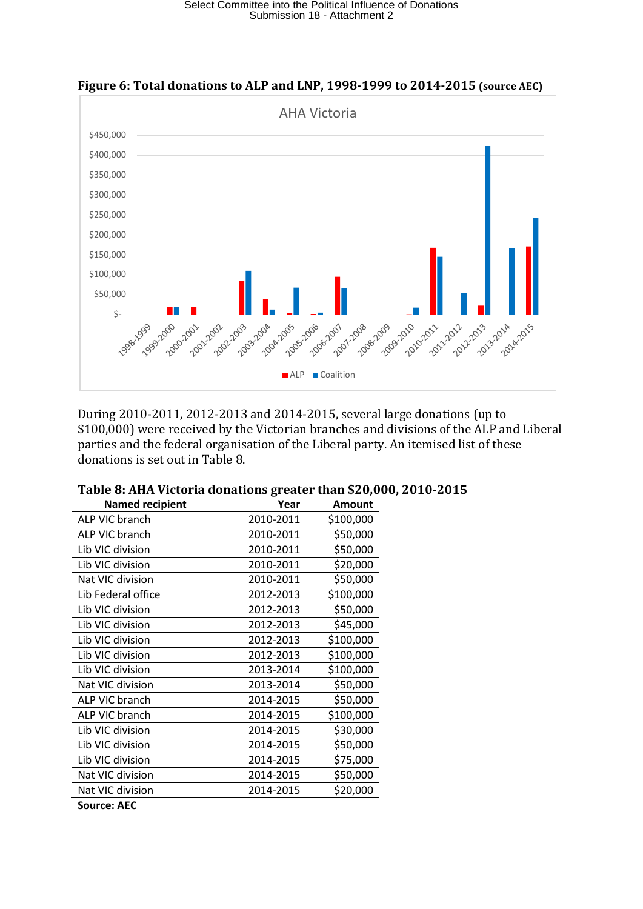**Figure 6: Total donations to ALP and LNP, 1998-1999 to 2014-2015** (source AEC)

During 2010-2011, 2012-2013 and 2014-2015, several large donations (up to $100,000) were received by the Victorian branches and divisions of the ALP and Liberal parties and the federal organisation of the Liberal party. An itemised list of these donations is set out in Table 8.

**Table 8: AHA Victoria donations greater than $20,000, 2010-2015**

| Named recipient | Year | Amount |
|---|---|---|
| ALP VIC branch | 2010-2011 | $100,000 |
| ALP VIC branch | 2010-2011 | $50,000 |
| Lib VIC division | 2010-2011 | $50,000 |
| Lib VIC division | 2010-2011 | $20,000 |
| Nat VIC division | 2010-2011 | $50,000 |
| Lib Federal office | 2012-2013 | $100,000 |
| Lib VIC division | 2012-2013 | $50,000 |
| Lib VIC division | 2012-2013 | $45,000 |
| Lib VIC division | 2012-2013 | $100,000 |
| Lib VIC division | 2012-2013 | $100,000 |
| Lib VIC division | 2013-2014 | $100,000 |
| Nat VIC division | 2013-2014 | $50,000 |
| ALP VIC branch | 2014-2015 | $50,000 |
| ALP VIC branch | 2014-2015 | $100,000 |
| Lib VIC division | 2014-2015 | $30,000 |
| Lib VIC division | 2014-2015 | $50,000 |
| Lib VIC division | 2014-2015 | $75,000 |
| Nat VIC division | 2014-2015 | $50,000 |
| Nat VIC division | 2014-2015 | $20,000 |

**Source: AEC**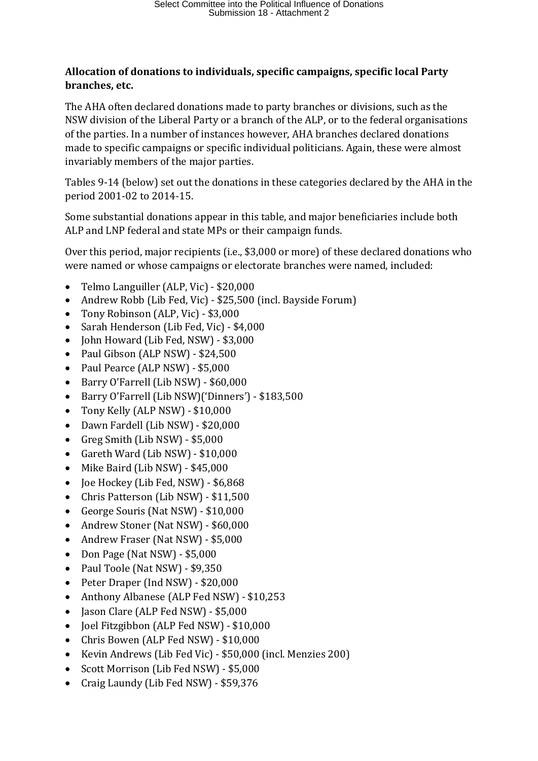**Allocation of donations to individuals, specific campaigns, specific local Party branches, etc.**

The AHA often declared donations made to party branches or divisions, such as the NSW division of the Liberal Party or a branch of the ALP, or to the federal organisations of the parties. In a number of instances however, AHA branches declared donations made to specific campaigns or specific individual politicians. Again, these were almost invariably members of the major parties.

Tables 9-14 (below) set out the donations in these categories declared by the AHA in the period 2001-02 to 2014-15.

Some substantial donations appear in this table, and major beneficiaries include both ALP and LNP federal and state MPs or their campaign funds.

Over this period, major recipients (i.e., $3,000 or more) of these declared donations who were named or whose campaigns or electorate branches were named, included:

- Telmo Languiller (ALP, Vic) - $20,000
- Andrew Robb (Lib Fed, Vic) - $25,500 (incl. Bayside Forum)
- Tony Robinson (ALP, Vic) - $3,000
- Sarah Henderson (Lib Fed, Vic) - $4,000
- John Howard (Lib Fed, NSW) - $3,000
- Paul Gibson (ALP NSW) - $24,500
- Paul Pearce (ALP NSW) - $5,000
- Barry O'Farrell (Lib NSW) - $60,000
- Barry O'Farrell (Lib NSW)('Dinners') - $183,500
- Tony Kelly (ALP NSW) - $10,000
- Dawn Fardell (Lib NSW) - $20,000
- Greg Smith (Lib NSW) - $5,000
- Gareth Ward (Lib NSW) - $10,000
- Mike Baird (Lib NSW) - $45,000
- Joe Hockey (Lib Fed, NSW) - $6,868
- Chris Patterson (Lib NSW) - $11,500
- George Souris (Nat NSW) - $10,000
- Andrew Stoner (Nat NSW) - $60,000
- Andrew Fraser (Nat NSW) - $5,000
- Don Page (Nat NSW) - $5,000
- Paul Toole (Nat NSW) - $9,350
- Peter Draper (Ind NSW) - $20,000
- Anthony Albanese (ALP Fed NSW) - $10,253
- Jason Clare (ALP Fed NSW) - $5,000
- Joel Fitzgibbon (ALP Fed NSW) - $10,000
- Chris Bowen (ALP Fed NSW) - $10,000
- Kevin Andrews (Lib Fed Vic) - $50,000 (incl. Menzies 200)
- Scott Morrison (Lib Fed NSW) - $5,000
- Craig Laundy (Lib Fed NSW) - $59,376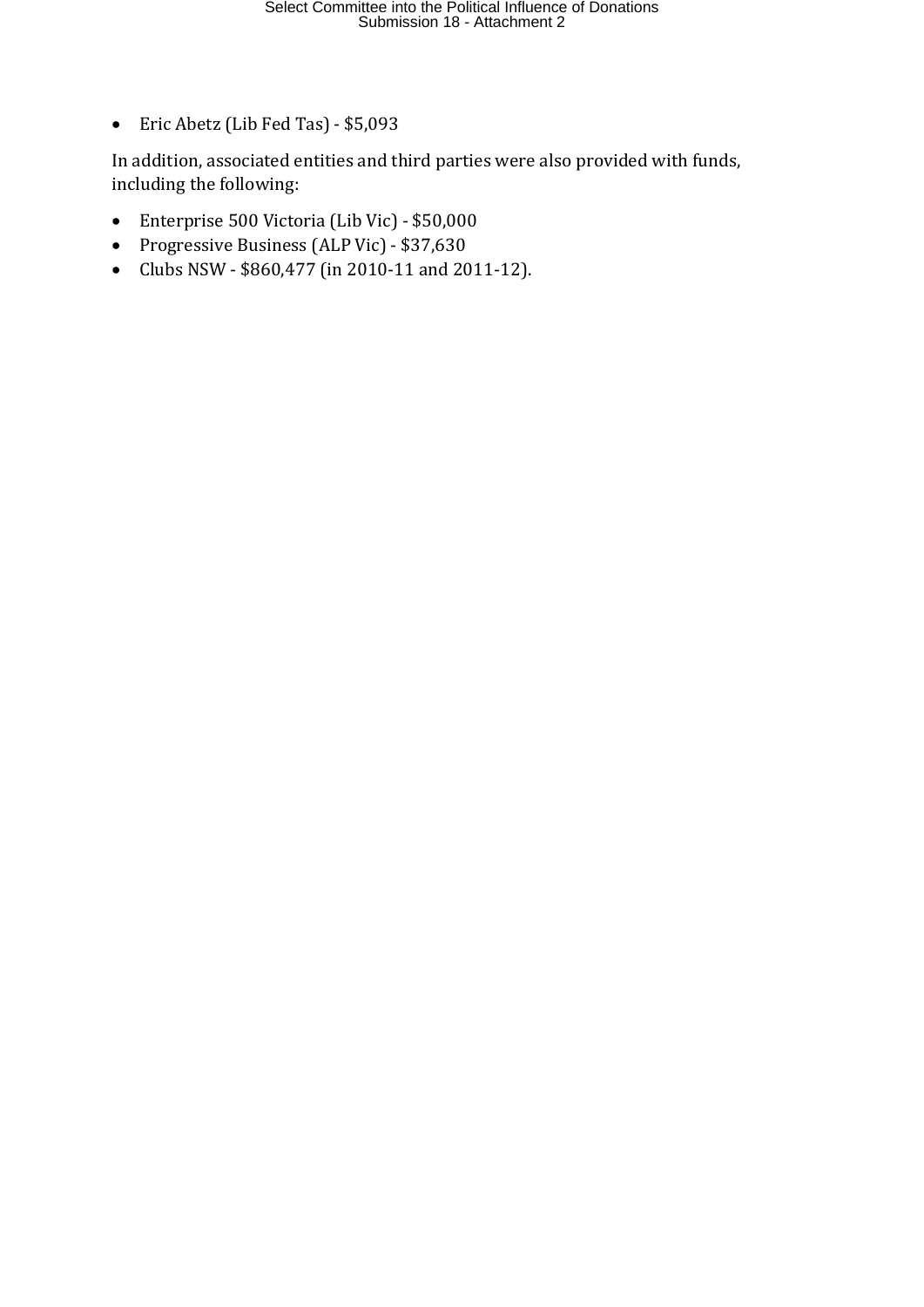- Eric Abetz (Lib Fed Tas) - $5,093

In addition, associated entities and third parties were also provided with funds, including the following:

- Enterprise 500 Victoria (Lib Vic) - $50,000
- Progressive Business (ALP Vic) - $37,630
- Clubs NSW - $860,477 (in 2010-11 and 2011-12).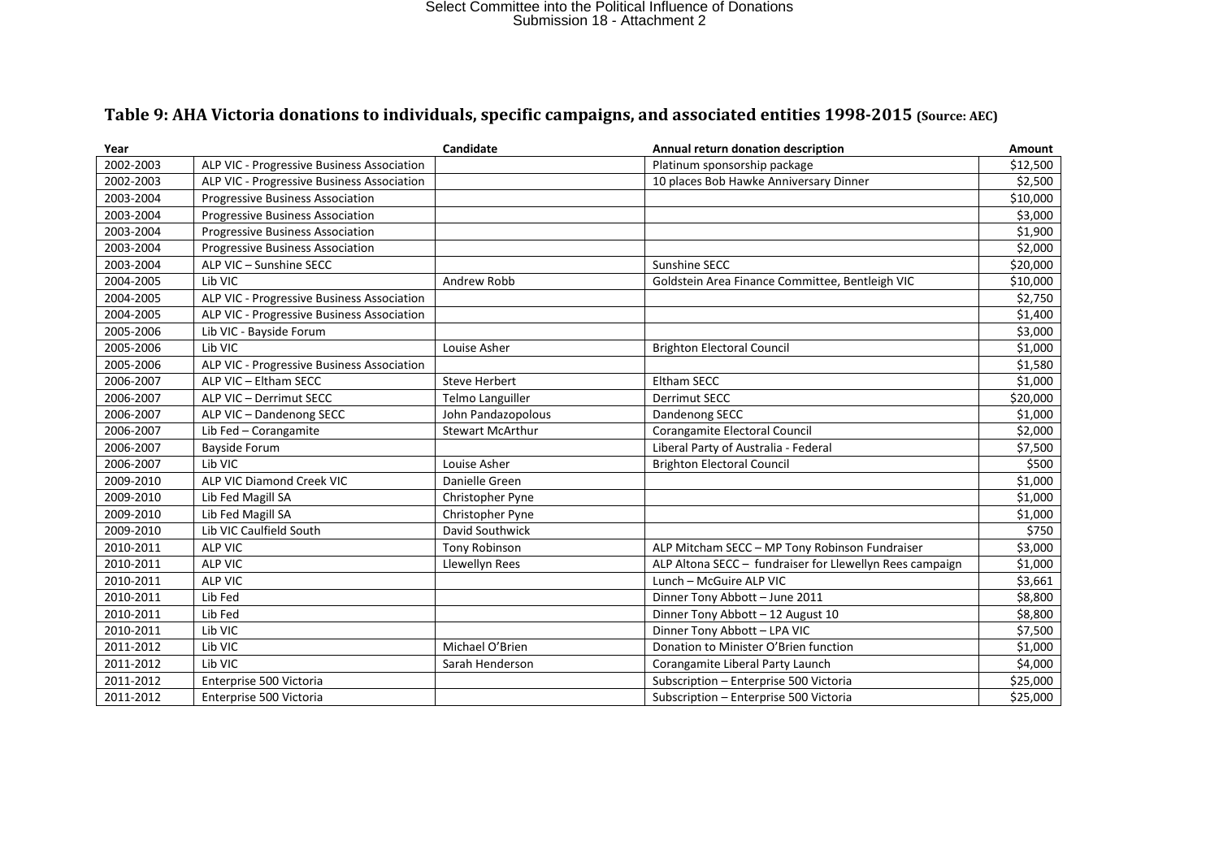## Table 9: AHA Victoria donations to individuals, specific campaigns, and associated entities 1998-2015 (Source: AEC)

| Year | | Candidate | Annual return donation description | Amount |
|---|---|---|---|---|
| 2002-2003 | ALP VIC - Progressive Business Association | | Platinum sponsorship package | $12,500 |
| 2002-2003 | ALP VIC - Progressive Business Association | | 10 places Bob Hawke Anniversary Dinner | $2,500 |
| 2003-2004 | Progressive Business Association | | | $10,000 |
| 2003-2004 | Progressive Business Association | | | $3,000 |
| 2003-2004 | Progressive Business Association | | | $1,900 |
| 2003-2004 | Progressive Business Association | | | $2,000 |
| 2003-2004 | ALP VIC – Sunshine SECC | | Sunshine SECC | $20,000 |
| 2004-2005 | Lib VIC | Andrew Robb | Goldstein Area Finance Committee, Bentleigh VIC | $10,000 |
| 2004-2005 | ALP VIC - Progressive Business Association | | | $2,750 |
| 2004-2005 | ALP VIC - Progressive Business Association | | | $1,400 |
| 2005-2006 | Lib VIC - Bayside Forum | | | $3,000 |
| 2005-2006 | Lib VIC | Louise Asher | Brighton Electoral Council | $1,000 |
| 2005-2006 | ALP VIC - Progressive Business Association | | | $1,580 |
| 2006-2007 | ALP VIC – Eltham SECC | Steve Herbert | Eltham SECC | $1,000 |
| 2006-2007 | ALP VIC – Derrimut SECC | Telmo Languiller | Derrimut SECC | $20,000 |
| 2006-2007 | ALP VIC – Dandenong SECC | John Pandazopolous | Dandenong SECC | $1,000 |
| 2006-2007 | Lib Fed – Corangamite | Stewart McArthur | Corangamite Electoral Council | $2,000 |
| 2006-2007 | Bayside Forum | | Liberal Party of Australia - Federal | $7,500 |
| 2006-2007 | Lib VIC | Louise Asher | Brighton Electoral Council | $500 |
| 2009-2010 | ALP VIC Diamond Creek VIC | Danielle Green | | $1,000 |
| 2009-2010 | Lib Fed Magill SA | Christopher Pyne | | $1,000 |
| 2009-2010 | Lib Fed Magill SA | Christopher Pyne | | $1,000 |
| 2009-2010 | Lib VIC Caulfield South | David Southwick | | $750 |
| 2010-2011 | ALP VIC | Tony Robinson | ALP Mitcham SECC – MP Tony Robinson Fundraiser | $3,000 |
| 2010-2011 | ALP VIC | Llewellyn Rees | ALP Altona SECC – fundraiser for Llewellyn Rees campaign | $1,000 |
| 2010-2011 | ALP VIC | | Lunch – McGuire ALP VIC | $3,661 |
| 2010-2011 | Lib Fed | | Dinner Tony Abbott – June 2011 | $8,800 |
| 2010-2011 | Lib Fed | | Dinner Tony Abbott – 12 August 10 | $8,800 |
| 2010-2011 | Lib VIC | | Dinner Tony Abbott – LPA VIC | $7,500 |
| 2011-2012 | Lib VIC | Michael O'Brien | Donation to Minister O'Brien function | $1,000 |
| 2011-2012 | Lib VIC | Sarah Henderson | Corangamite Liberal Party Launch | $4,000 |
| 2011-2012 | Enterprise 500 Victoria | | Subscription – Enterprise 500 Victoria | $25,000 |
| 2011-2012 | Enterprise 500 Victoria | | Subscription – Enterprise 500 Victoria | $25,000 |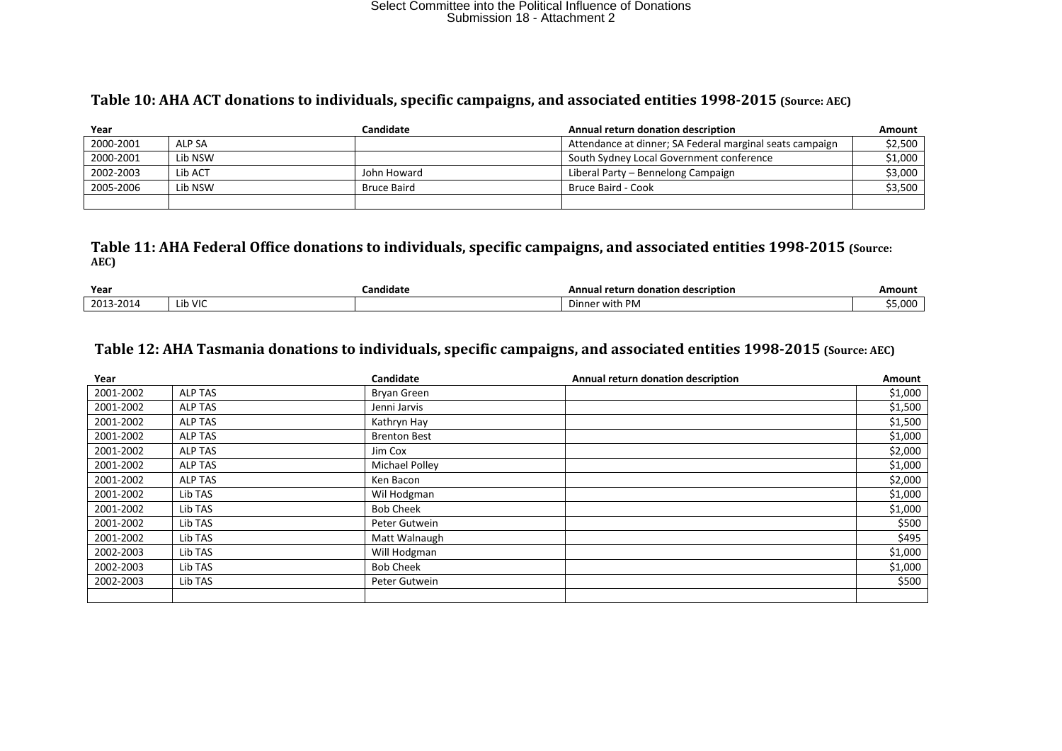Select Committee into the Political Influence of Donations
Submission 18 - Attachment 2

### Table 10: AHA ACT donations to individuals, specific campaigns, and associated entities 1998-2015 (Source: AEC)

| Year | | Candidate | Annual return donation description | Amount |
|---|---|---|---|---|
| 2000-2001 | ALP SA | | Attendance at dinner; SA Federal marginal seats campaign | $2,500 |
| 2000-2001 | Lib NSW | | South Sydney Local Government conference | $1,000 |
| 2002-2003 | Lib ACT | John Howard | Liberal Party – Bennelong Campaign | $3,000 |
| 2005-2006 | Lib NSW | Bruce Baird | Bruce Baird - Cook | $3,500 |
| | | | | |

### Table 11: AHA Federal Office donations to individuals, specific campaigns, and associated entities 1998-2015 (Source: AEC)

| Year | | Candidate | Annual return donation description | Amount |
|---|---|---|---|---|
| 2013-2014 | Lib VIC | | Dinner with PM | $5,000 |

### Table 12: AHA Tasmania donations to individuals, specific campaigns, and associated entities 1998-2015 (Source: AEC)

| Year | | Candidate | Annual return donation description | Amount |
|---|---|---|---|---|
| 2001-2002 | ALP TAS | Bryan Green | | $1,000 |
| 2001-2002 | ALP TAS | Jenni Jarvis | | $1,500 |
| 2001-2002 | ALP TAS | Kathryn Hay | | $1,500 |
| 2001-2002 | ALP TAS | Brenton Best | | $1,000 |
| 2001-2002 | ALP TAS | Jim Cox | | $2,000 |
| 2001-2002 | ALP TAS | Michael Polley | | $1,000 |
| 2001-2002 | ALP TAS | Ken Bacon | | $2,000 |
| 2001-2002 | Lib TAS | Wil Hodgman | | $1,000 |
| 2001-2002 | Lib TAS | Bob Cheek | | $1,000 |
| 2001-2002 | Lib TAS | Peter Gutwein | | $500 |
| 2001-2002 | Lib TAS | Matt Walnaugh | | $495 |
| 2002-2003 | Lib TAS | Will Hodgman | | $1,000 |
| 2002-2003 | Lib TAS | Bob Cheek | | $1,000 |
| 2002-2003 | Lib TAS | Peter Gutwein | | $500 |
| | | | | |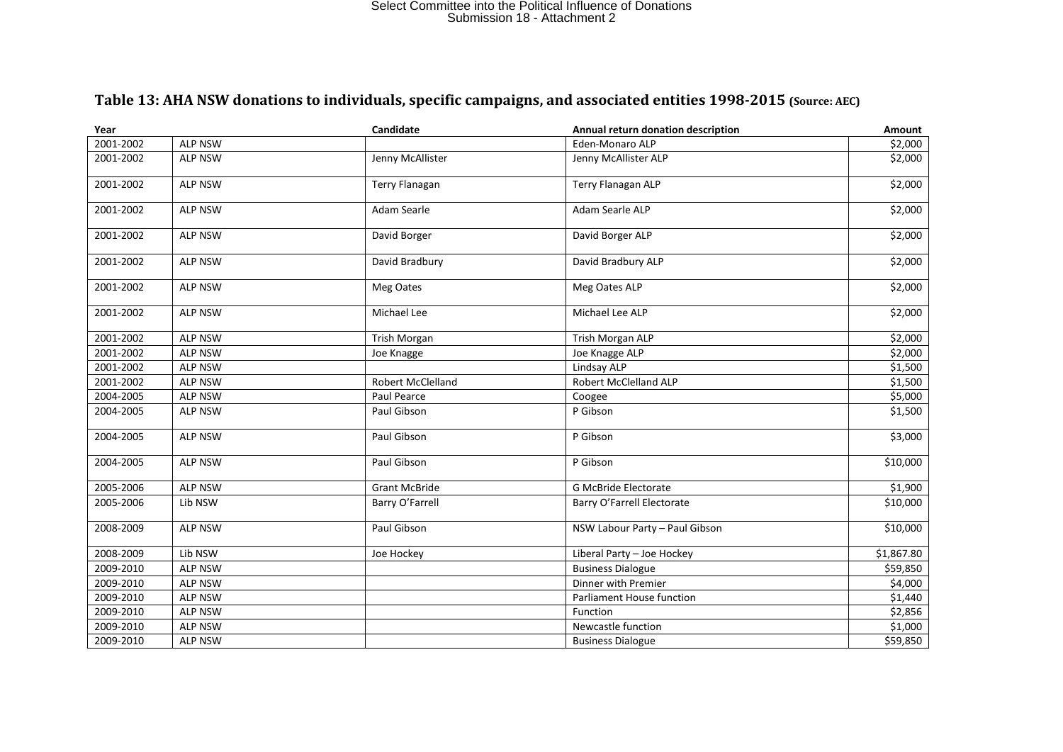## Table 13: AHA NSW donations to individuals, specific campaigns, and associated entities 1998-2015 (Source: AEC)

| Year | | Candidate | Annual return donation description | Amount |
|---|---|---|---|---|
| 2001-2002 | ALP NSW | | Eden-Monaro ALP | $2,000 |
| 2001-2002 | ALP NSW | Jenny McAllister | Jenny McAllister ALP | $2,000 |
| 2001-2002 | ALP NSW | Terry Flanagan | Terry Flanagan ALP | $2,000 |
| 2001-2002 | ALP NSW | Adam Searle | Adam Searle ALP | $2,000 |
| 2001-2002 | ALP NSW | David Borger | David Borger ALP | $2,000 |
| 2001-2002 | ALP NSW | David Bradbury | David Bradbury ALP | $2,000 |
| 2001-2002 | ALP NSW | Meg Oates | Meg Oates ALP | $2,000 |
| 2001-2002 | ALP NSW | Michael Lee | Michael Lee ALP | $2,000 |
| 2001-2002 | ALP NSW | Trish Morgan | Trish Morgan ALP | $2,000 |
| 2001-2002 | ALP NSW | Joe Knagge | Joe Knagge ALP | $2,000 |
| 2001-2002 | ALP NSW | | Lindsay ALP | $1,500 |
| 2001-2002 | ALP NSW | Robert McClelland | Robert McClelland ALP | $1,500 |
| 2004-2005 | ALP NSW | Paul Pearce | Coogee | $5,000 |
| 2004-2005 | ALP NSW | Paul Gibson | P Gibson | $1,500 |
| 2004-2005 | ALP NSW | Paul Gibson | P Gibson | $3,000 |
| 2004-2005 | ALP NSW | Paul Gibson | P Gibson | $10,000 |
| 2005-2006 | ALP NSW | Grant McBride | G McBride Electorate | $1,900 |
| 2005-2006 | Lib NSW | Barry O'Farrell | Barry O'Farrell Electorate | $10,000 |
| 2008-2009 | ALP NSW | Paul Gibson | NSW Labour Party – Paul Gibson | $10,000 |
| 2008-2009 | Lib NSW | Joe Hockey | Liberal Party – Joe Hockey | $1,867.80 |
| 2009-2010 | ALP NSW | | Business Dialogue | $59,850 |
| 2009-2010 | ALP NSW | | Dinner with Premier | $4,000 |
| 2009-2010 | ALP NSW | | Parliament House function | $1,440 |
| 2009-2010 | ALP NSW | | Function | $2,856 |
| 2009-2010 | ALP NSW | | Newcastle function | $1,000 |
| 2009-2010 | ALP NSW | | Business Dialogue | $59,850 |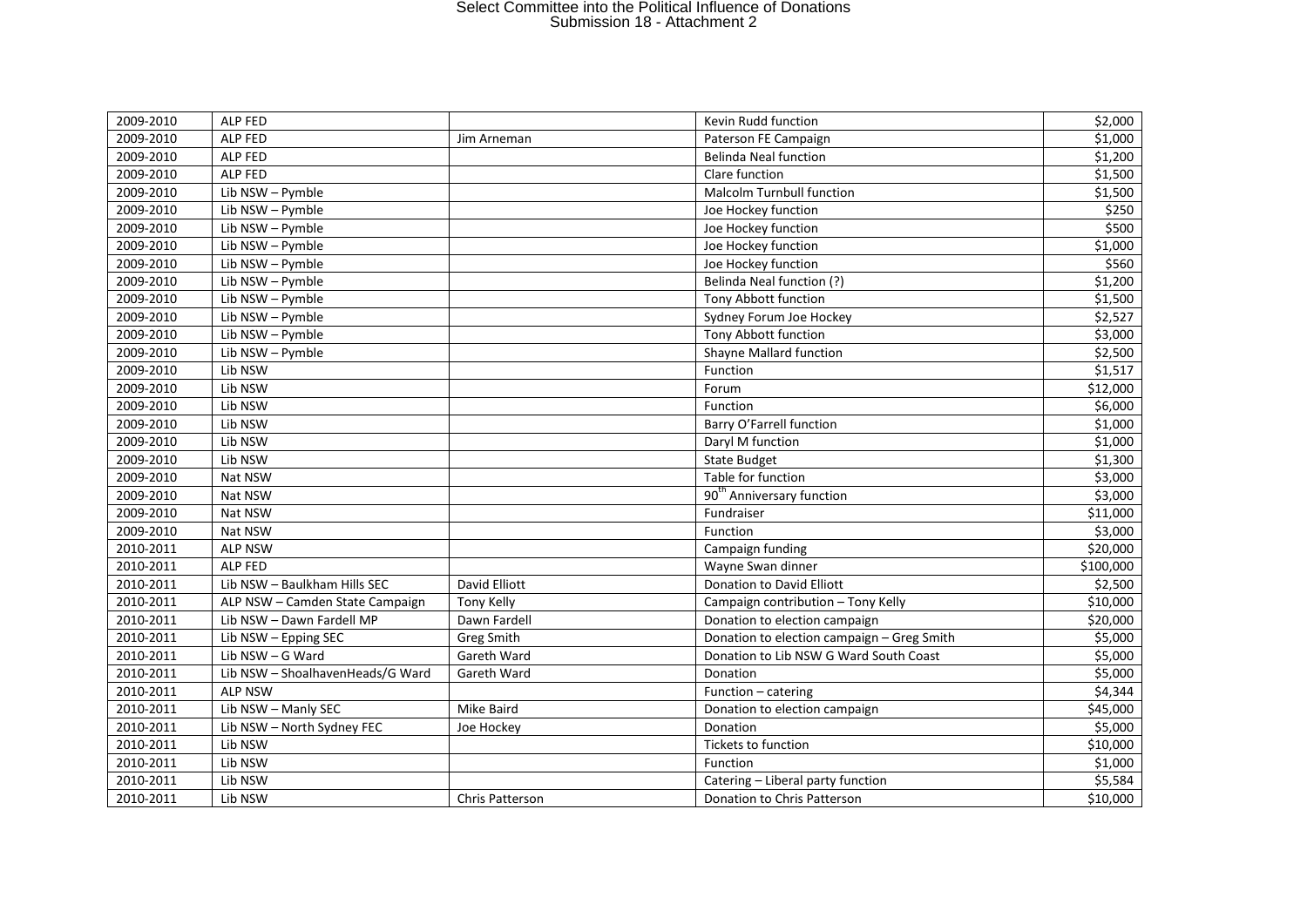| | | | | |
|---|---|---|---|---|
| 2009-2010 | ALP FED | | Kevin Rudd function | $2,000 |
| 2009-2010 | ALP FED | Jim Arneman | Paterson FE Campaign | $1,000 |
| 2009-2010 | ALP FED | | Belinda Neal function | $1,200 |
| 2009-2010 | ALP FED | | Clare function | $1,500 |
| 2009-2010 | Lib NSW – Pymble | | Malcolm Turnbull function | $1,500 |
| 2009-2010 | Lib NSW – Pymble | | Joe Hockey function | $250 |
| 2009-2010 | Lib NSW – Pymble | | Joe Hockey function | $500 |
| 2009-2010 | Lib NSW – Pymble | | Joe Hockey function | $1,000 |
| 2009-2010 | Lib NSW – Pymble | | Joe Hockey function | $560 |
| 2009-2010 | Lib NSW – Pymble | | Belinda Neal function (?) | $1,200 |
| 2009-2010 | Lib NSW – Pymble | | Tony Abbott function | $1,500 |
| 2009-2010 | Lib NSW – Pymble | | Sydney Forum Joe Hockey | $2,527 |
| 2009-2010 | Lib NSW – Pymble | | Tony Abbott function | $3,000 |
| 2009-2010 | Lib NSW – Pymble | | Shayne Mallard function | $2,500 |
| 2009-2010 | Lib NSW | | Function | $1,517 |
| 2009-2010 | Lib NSW | | Forum | $12,000 |
| 2009-2010 | Lib NSW | | Function | $6,000 |
| 2009-2010 | Lib NSW | | Barry O'Farrell function | $1,000 |
| 2009-2010 | Lib NSW | | Daryl M function | $1,000 |
| 2009-2010 | Lib NSW | | State Budget | $1,300 |
| 2009-2010 | Nat NSW | | Table for function | $3,000 |
| 2009-2010 | Nat NSW | | 90th Anniversary function | $3,000 |
| 2009-2010 | Nat NSW | | Fundraiser | $11,000 |
| 2009-2010 | Nat NSW | | Function | $3,000 |
| 2010-2011 | ALP NSW | | Campaign funding | $20,000 |
| 2010-2011 | ALP FED | | Wayne Swan dinner | $100,000 |
| 2010-2011 | Lib NSW – Baulkham Hills SEC | David Elliott | Donation to David Elliott | $2,500 |
| 2010-2011 | ALP NSW – Camden State Campaign | Tony Kelly | Campaign contribution – Tony Kelly | $10,000 |
| 2010-2011 | Lib NSW – Dawn Fardell MP | Dawn Fardell | Donation to election campaign | $20,000 |
| 2010-2011 | Lib NSW – Epping SEC | Greg Smith | Donation to election campaign – Greg Smith | $5,000 |
| 2010-2011 | Lib NSW – G Ward | Gareth Ward | Donation to Lib NSW G Ward South Coast | $5,000 |
| 2010-2011 | Lib NSW – ShoalhavenHeads/G Ward | Gareth Ward | Donation | $5,000 |
| 2010-2011 | ALP NSW | | Function – catering | $4,344 |
| 2010-2011 | Lib NSW – Manly SEC | Mike Baird | Donation to election campaign | $45,000 |
| 2010-2011 | Lib NSW – North Sydney FEC | Joe Hockey | Donation | $5,000 |
| 2010-2011 | Lib NSW | | Tickets to function | $10,000 |
| 2010-2011 | Lib NSW | | Function | $1,000 |
| 2010-2011 | Lib NSW | | Catering – Liberal party function | $5,584 |
| 2010-2011 | Lib NSW | Chris Patterson | Donation to Chris Patterson | $10,000 |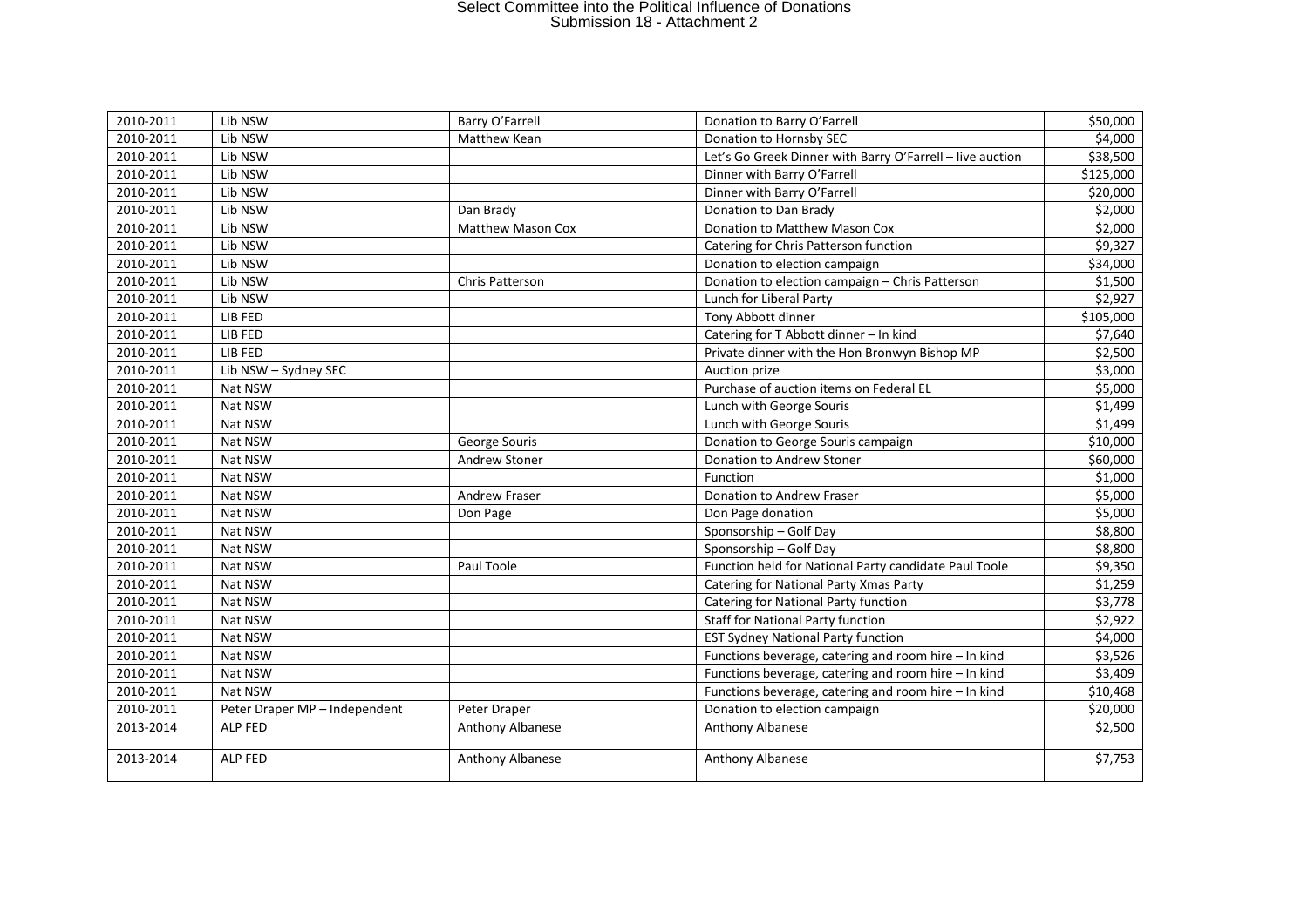| 2010-2011 | Lib NSW | Barry O'Farrell | Donation to Barry O'Farrell | $50,000 |
|---|---|---|---|---|
| 2010-2011 | Lib NSW | Matthew Kean | Donation to Hornsby SEC | $4,000 |
| 2010-2011 | Lib NSW | | Let's Go Greek Dinner with Barry O'Farrell – live auction | $38,500 |
| 2010-2011 | Lib NSW | | Dinner with Barry O'Farrell | $125,000 |
| 2010-2011 | Lib NSW | | Dinner with Barry O'Farrell | $20,000 |
| 2010-2011 | Lib NSW | Dan Brady | Donation to Dan Brady | $2,000 |
| 2010-2011 | Lib NSW | Matthew Mason Cox | Donation to Matthew Mason Cox | $2,000 |
| 2010-2011 | Lib NSW | | Catering for Chris Patterson function | $9,327 |
| 2010-2011 | Lib NSW | | Donation to election campaign | $34,000 |
| 2010-2011 | Lib NSW | Chris Patterson | Donation to election campaign – Chris Patterson | $1,500 |
| 2010-2011 | Lib NSW | | Lunch for Liberal Party | $2,927 |
| 2010-2011 | LIB FED | | Tony Abbott dinner | $105,000 |
| 2010-2011 | LIB FED | | Catering for T Abbott dinner – In kind | $7,640 |
| 2010-2011 | LIB FED | | Private dinner with the Hon Bronwyn Bishop MP | $2,500 |
| 2010-2011 | Lib NSW – Sydney SEC | | Auction prize | $3,000 |
| 2010-2011 | Nat NSW | | Purchase of auction items on Federal EL | $5,000 |
| 2010-2011 | Nat NSW | | Lunch with George Souris | $1,499 |
| 2010-2011 | Nat NSW | | Lunch with George Souris | $1,499 |
| 2010-2011 | Nat NSW | George Souris | Donation to George Souris campaign | $10,000 |
| 2010-2011 | Nat NSW | Andrew Stoner | Donation to Andrew Stoner | $60,000 |
| 2010-2011 | Nat NSW | | Function | $1,000 |
| 2010-2011 | Nat NSW | Andrew Fraser | Donation to Andrew Fraser | $5,000 |
| 2010-2011 | Nat NSW | Don Page | Don Page donation | $5,000 |
| 2010-2011 | Nat NSW | | Sponsorship – Golf Day | $8,800 |
| 2010-2011 | Nat NSW | | Sponsorship – Golf Day | $8,800 |
| 2010-2011 | Nat NSW | Paul Toole | Function held for National Party candidate Paul Toole | $9,350 |
| 2010-2011 | Nat NSW | | Catering for National Party Xmas Party | $1,259 |
| 2010-2011 | Nat NSW | | Catering for National Party function | $3,778 |
| 2010-2011 | Nat NSW | | Staff for National Party function | $2,922 |
| 2010-2011 | Nat NSW | | EST Sydney National Party function | $4,000 |
| 2010-2011 | Nat NSW | | Functions beverage, catering and room hire – In kind | $3,526 |
| 2010-2011 | Nat NSW | | Functions beverage, catering and room hire – In kind | $3,409 |
| 2010-2011 | Nat NSW | | Functions beverage, catering and room hire – In kind | $10,468 |
| 2010-2011 | Peter Draper MP – Independent | Peter Draper | Donation to election campaign | $20,000 |
| 2013-2014 | ALP FED | Anthony Albanese | Anthony Albanese | $2,500 |
| 2013-2014 | ALP FED | Anthony Albanese | Anthony Albanese | $7,753 |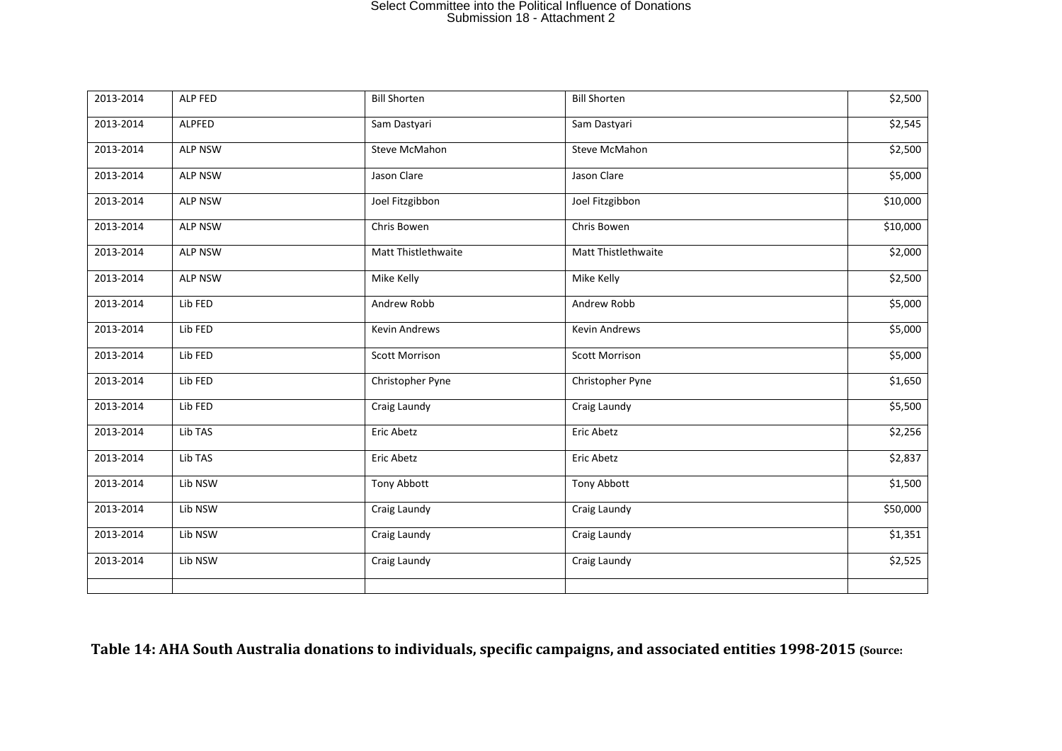| | | | | |
|---|---|---|---|---|
| 2013-2014 | ALP FED | Bill Shorten | Bill Shorten | $2,500 |
| 2013-2014 | ALPFED | Sam Dastyari | Sam Dastyari | $2,545 |
| 2013-2014 | ALP NSW | Steve McMahon | Steve McMahon | $2,500 |
| 2013-2014 | ALP NSW | Jason Clare | Jason Clare | $5,000 |
| 2013-2014 | ALP NSW | Joel Fitzgibbon | Joel Fitzgibbon | $10,000 |
| 2013-2014 | ALP NSW | Chris Bowen | Chris Bowen | $10,000 |
| 2013-2014 | ALP NSW | Matt Thistlethwaite | Matt Thistlethwaite | $2,000 |
| 2013-2014 | ALP NSW | Mike Kelly | Mike Kelly | $2,500 |
| 2013-2014 | Lib FED | Andrew Robb | Andrew Robb | $5,000 |
| 2013-2014 | Lib FED | Kevin Andrews | Kevin Andrews | $5,000 |
| 2013-2014 | Lib FED | Scott Morrison | Scott Morrison | $5,000 |
| 2013-2014 | Lib FED | Christopher Pyne | Christopher Pyne | $1,650 |
| 2013-2014 | Lib FED | Craig Laundy | Craig Laundy | $5,500 |
| 2013-2014 | Lib TAS | Eric Abetz | Eric Abetz | $2,256 |
| 2013-2014 | Lib TAS | Eric Abetz | Eric Abetz | $2,837 |
| 2013-2014 | Lib NSW | Tony Abbott | Tony Abbott | $1,500 |
| 2013-2014 | Lib NSW | Craig Laundy | Craig Laundy | $50,000 |
| 2013-2014 | Lib NSW | Craig Laundy | Craig Laundy | $1,351 |
| 2013-2014 | Lib NSW | Craig Laundy | Craig Laundy | $2,525 |
| | | | | |

**Table 14: AHA South Australia donations to individuals, specific campaigns, and associated entities 1998-2015 (Source:**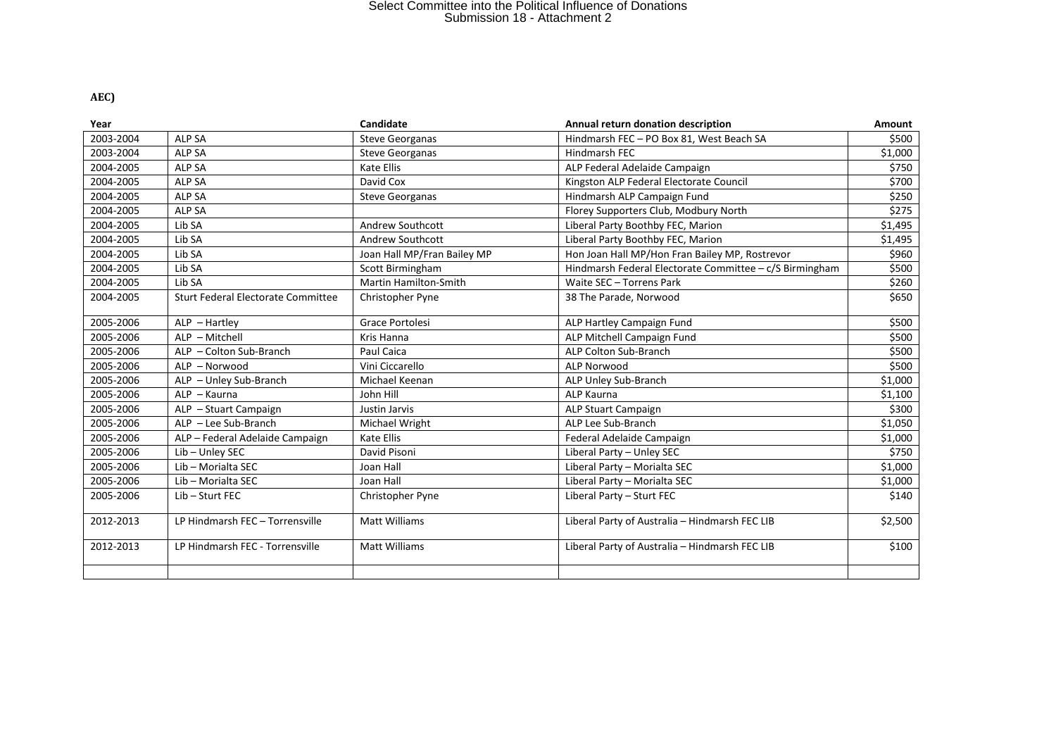**AEC)**

| Year | | Candidate | Annual return donation description | Amount |
|---|---|---|---|---|
| 2003-2004 | ALP SA | Steve Georganas | Hindmarsh FEC – PO Box 81, West Beach SA | $500 |
| 2003-2004 | ALP SA | Steve Georganas | Hindmarsh FEC | $1,000 |
| 2004-2005 | ALP SA | Kate Ellis | ALP Federal Adelaide Campaign | $750 |
| 2004-2005 | ALP SA | David Cox | Kingston ALP Federal Electorate Council | $700 |
| 2004-2005 | ALP SA | Steve Georganas | Hindmarsh ALP Campaign Fund | $250 |
| 2004-2005 | ALP SA | | Florey Supporters Club, Modbury North | $275 |
| 2004-2005 | Lib SA | Andrew Southcott | Liberal Party Boothby FEC, Marion | $1,495 |
| 2004-2005 | Lib SA | Andrew Southcott | Liberal Party Boothby FEC, Marion | $1,495 |
| 2004-2005 | Lib SA | Joan Hall MP/Fran Bailey MP | Hon Joan Hall MP/Hon Fran Bailey MP, Rostrevor | $960 |
| 2004-2005 | Lib SA | Scott Birmingham | Hindmarsh Federal Electorate Committee – c/S Birmingham | $500 |
| 2004-2005 | Lib SA | Martin Hamilton-Smith | Waite SEC – Torrens Park | $260 |
| 2004-2005 | Sturt Federal Electorate Committee | Christopher Pyne | 38 The Parade, Norwood | $650 |
| 2005-2006 | ALP – Hartley | Grace Portolesi | ALP Hartley Campaign Fund | $500 |
| 2005-2006 | ALP – Mitchell | Kris Hanna | ALP Mitchell Campaign Fund | $500 |
| 2005-2006 | ALP – Colton Sub-Branch | Paul Caica | ALP Colton Sub-Branch | $500 |
| 2005-2006 | ALP – Norwood | Vini Ciccarello | ALP Norwood | $500 |
| 2005-2006 | ALP – Unley Sub-Branch | Michael Keenan | ALP Unley Sub-Branch | $1,000 |
| 2005-2006 | ALP – Kaurna | John Hill | ALP Kaurna | $1,100 |
| 2005-2006 | ALP – Stuart Campaign | Justin Jarvis | ALP Stuart Campaign | $300 |
| 2005-2006 | ALP – Lee Sub-Branch | Michael Wright | ALP Lee Sub-Branch | $1,050 |
| 2005-2006 | ALP – Federal Adelaide Campaign | Kate Ellis | Federal Adelaide Campaign | $1,000 |
| 2005-2006 | Lib – Unley SEC | David Pisoni | Liberal Party – Unley SEC | $750 |
| 2005-2006 | Lib – Morialta SEC | Joan Hall | Liberal Party – Morialta SEC | $1,000 |
| 2005-2006 | Lib – Morialta SEC | Joan Hall | Liberal Party – Morialta SEC | $1,000 |
| 2005-2006 | Lib – Sturt FEC | Christopher Pyne | Liberal Party – Sturt FEC | $140 |
| 2012-2013 | LP Hindmarsh FEC – Torrensville | Matt Williams | Liberal Party of Australia – Hindmarsh FEC LIB | $2,500 |
| 2012-2013 | LP Hindmarsh FEC - Torrensville | Matt Williams | Liberal Party of Australia – Hindmarsh FEC LIB | $100 |
| | | | | |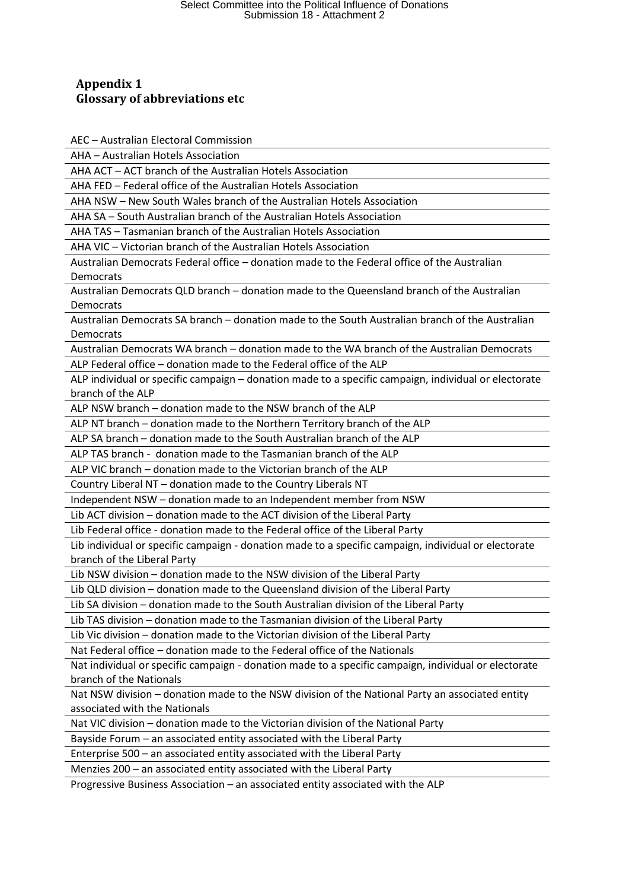## Appendix 1
## Glossary of abbreviations etc

AEC – Australian Electoral Commission

AHA – Australian Hotels Association

AHA ACT – ACT branch of the Australian Hotels Association

AHA FED – Federal office of the Australian Hotels Association

AHA NSW – New South Wales branch of the Australian Hotels Association

AHA SA – South Australian branch of the Australian Hotels Association

AHA TAS – Tasmanian branch of the Australian Hotels Association

AHA VIC – Victorian branch of the Australian Hotels Association

Australian Democrats Federal office – donation made to the Federal office of the Australian Democrats

Australian Democrats QLD branch – donation made to the Queensland branch of the Australian Democrats

Australian Democrats SA branch – donation made to the South Australian branch of the Australian Democrats

Australian Democrats WA branch – donation made to the WA branch of the Australian Democrats

ALP Federal office – donation made to the Federal office of the ALP

ALP individual or specific campaign – donation made to a specific campaign, individual or electorate branch of the ALP

ALP NSW branch – donation made to the NSW branch of the ALP

ALP NT branch – donation made to the Northern Territory branch of the ALP

ALP SA branch – donation made to the South Australian branch of the ALP

ALP TAS branch - donation made to the Tasmanian branch of the ALP

ALP VIC branch – donation made to the Victorian branch of the ALP

Country Liberal NT – donation made to the Country Liberals NT

Independent NSW – donation made to an Independent member from NSW

Lib ACT division – donation made to the ACT division of the Liberal Party

Lib Federal office - donation made to the Federal office of the Liberal Party

Lib individual or specific campaign - donation made to a specific campaign, individual or electorate branch of the Liberal Party

Lib NSW division – donation made to the NSW division of the Liberal Party

Lib QLD division – donation made to the Queensland division of the Liberal Party

Lib SA division – donation made to the South Australian division of the Liberal Party

Lib TAS division – donation made to the Tasmanian division of the Liberal Party

Lib Vic division – donation made to the Victorian division of the Liberal Party

Nat Federal office – donation made to the Federal office of the Nationals

Nat individual or specific campaign - donation made to a specific campaign, individual or electorate branch of the Nationals

Nat NSW division – donation made to the NSW division of the National Party an associated entity associated with the Nationals

Nat VIC division – donation made to the Victorian division of the National Party

Bayside Forum – an associated entity associated with the Liberal Party

Enterprise 500 – an associated entity associated with the Liberal Party

Menzies 200 – an associated entity associated with the Liberal Party

Progressive Business Association – an associated entity associated with the ALP